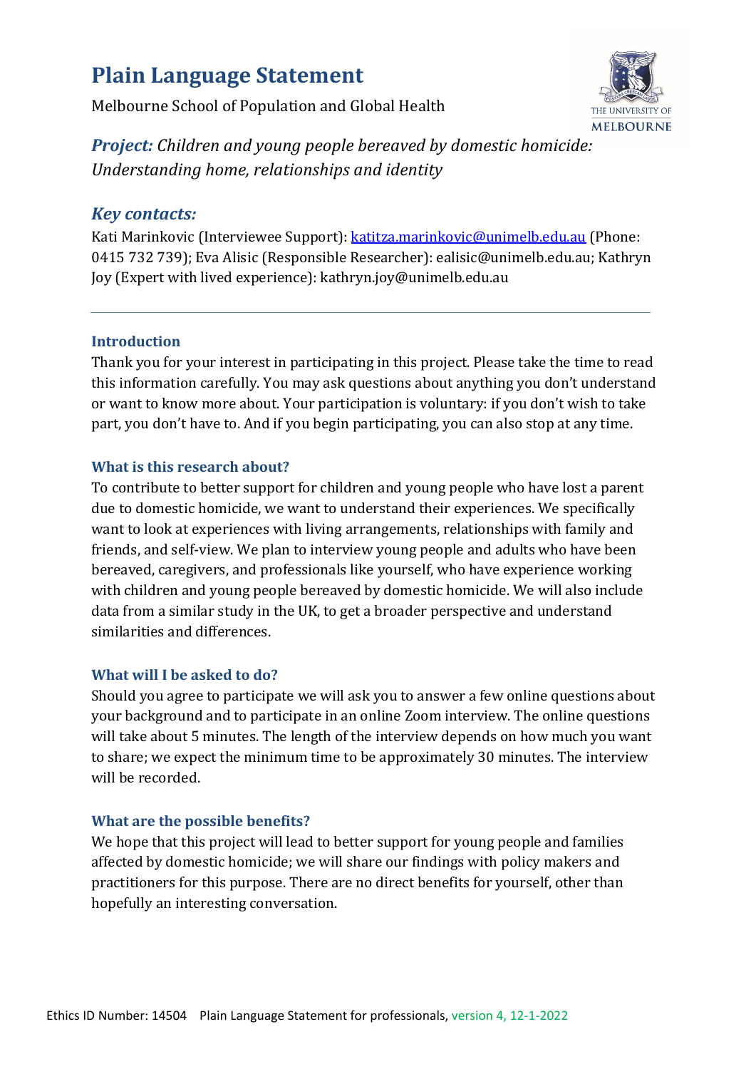# Plain Language Statement

Melbourne School of Population and Global Health

## *Project: Children and young people bereaved by domestic homicide: Understanding home, relationships and identity*

## *Key contacts:*

Kati Marinkovic (Interviewee Support): katitza.marinkovic@unimelb.edu.au (Phone: 0415 732 739); Eva Alisic (Responsible Researcher): ealisic@unimelb.edu.au; Kathryn Joy (Expert with lived experience): kathryn.joy@unimelb.edu.au

---

### Introduction

Thank you for your interest in participating in this project. Please take the time to read this information carefully. You may ask questions about anything you don't understand or want to know more about. Your participation is voluntary: if you don't wish to take part, you don't have to. And if you begin participating, you can also stop at any time.

### What is this research about?

To contribute to better support for children and young people who have lost a parent due to domestic homicide, we want to understand their experiences. We specifically want to look at experiences with living arrangements, relationships with family and friends, and self-view. We plan to interview young people and adults who have been bereaved, caregivers, and professionals like yourself, who have experience working with children and young people bereaved by domestic homicide. We will also include data from a similar study in the UK, to get a broader perspective and understand similarities and differences.

### What will I be asked to do?

Should you agree to participate we will ask you to answer a few online questions about your background and to participate in an online Zoom interview. The online questions will take about 5 minutes. The length of the interview depends on how much you want to share; we expect the minimum time to be approximately 30 minutes. The interview will be recorded.

### What are the possible benefits?

We hope that this project will lead to better support for young people and families affected by domestic homicide; we will share our findings with policy makers and practitioners for this purpose. There are no direct benefits for yourself, other than hopefully an interesting conversation.

Ethics ID Number: 14504 Plain Language Statement for professionals, version 4, 12-1-2022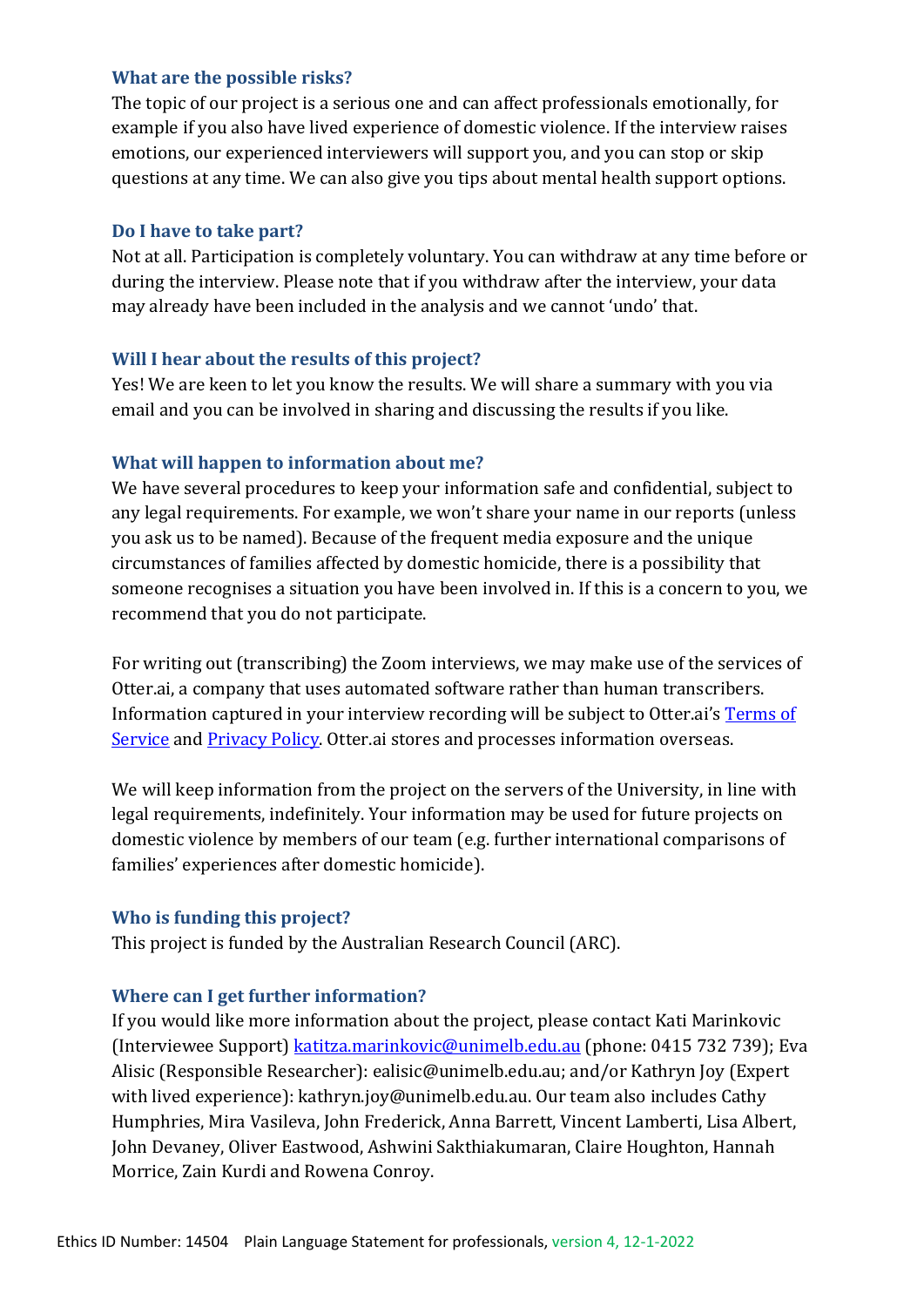### What are the possible risks?

The topic of our project is a serious one and can affect professionals emotionally, for example if you also have lived experience of domestic violence. If the interview raises emotions, our experienced interviewers will support you, and you can stop or skip questions at any time. We can also give you tips about mental health support options.

### Do I have to take part?

Not at all. Participation is completely voluntary. You can withdraw at any time before or during the interview. Please note that if you withdraw after the interview, your data may already have been included in the analysis and we cannot 'undo' that.

### Will I hear about the results of this project?

Yes! We are keen to let you know the results. We will share a summary with you via email and you can be involved in sharing and discussing the results if you like.

### What will happen to information about me?

We have several procedures to keep your information safe and confidential, subject to any legal requirements. For example, we won't share your name in our reports (unless you ask us to be named). Because of the frequent media exposure and the unique circumstances of families affected by domestic homicide, there is a possibility that someone recognises a situation you have been involved in. If this is a concern to you, we recommend that you do not participate.

For writing out (transcribing) the Zoom interviews, we may make use of the services of Otter.ai, a company that uses automated software rather than human transcribers. Information captured in your interview recording will be subject to Otter.ai's Terms of Service and Privacy Policy. Otter.ai stores and processes information overseas.

We will keep information from the project on the servers of the University, in line with legal requirements, indefinitely. Your information may be used for future projects on domestic violence by members of our team (e.g. further international comparisons of families' experiences after domestic homicide).

### Who is funding this project?

This project is funded by the Australian Research Council (ARC).

### Where can I get further information?

If you would like more information about the project, please contact Kati Marinkovic (Interviewee Support) katitza.marinkovic@unimelb.edu.au (phone: 0415 732 739); Eva Alisic (Responsible Researcher): ealisic@unimelb.edu.au; and/or Kathryn Joy (Expert with lived experience): kathryn.joy@unimelb.edu.au. Our team also includes Cathy Humphries, Mira Vasileva, John Frederick, Anna Barrett, Vincent Lamberti, Lisa Albert, John Devaney, Oliver Eastwood, Ashwini Sakthiakumaran, Claire Houghton, Hannah Morrice, Zain Kurdi and Rowena Conroy.

Ethics ID Number: 14504 Plain Language Statement for professionals, version 4, 12-1-2022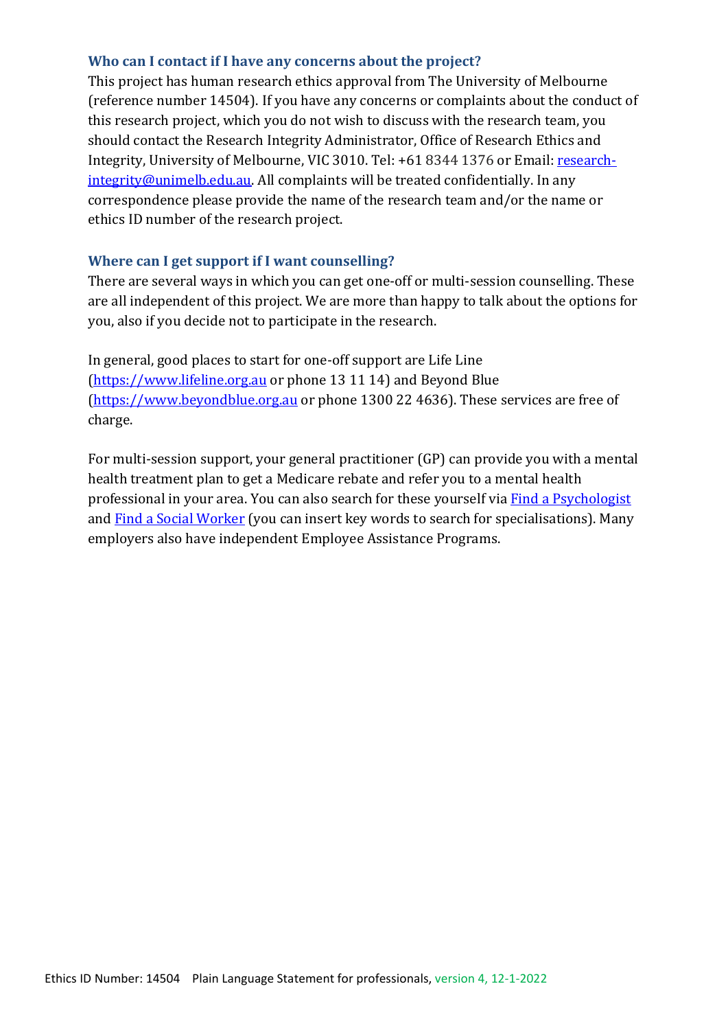### Who can I contact if I have any concerns about the project?

This project has human research ethics approval from The University of Melbourne (reference number 14504). If you have any concerns or complaints about the conduct of this research project, which you do not wish to discuss with the research team, you should contact the Research Integrity Administrator, Office of Research Ethics and Integrity, University of Melbourne, VIC 3010. Tel: +61 8344 1376 or Email: research-integrity@unimelb.edu.au. All complaints will be treated confidentially. In any correspondence please provide the name of the research team and/or the name or ethics ID number of the research project.

### Where can I get support if I want counselling?

There are several ways in which you can get one-off or multi-session counselling. These are all independent of this project. We are more than happy to talk about the options for you, also if you decide not to participate in the research.

In general, good places to start for one-off support are Life Line (https://www.lifeline.org.au or phone 13 11 14) and Beyond Blue (https://www.beyondblue.org.au or phone 1300 22 4636). These services are free of charge.

For multi-session support, your general practitioner (GP) can provide you with a mental health treatment plan to get a Medicare rebate and refer you to a mental health professional in your area. You can also search for these yourself via Find a Psychologist and Find a Social Worker (you can insert key words to search for specialisations). Many employers also have independent Employee Assistance Programs.

Ethics ID Number: 14504 Plain Language Statement for professionals, version 4, 12-1-2022